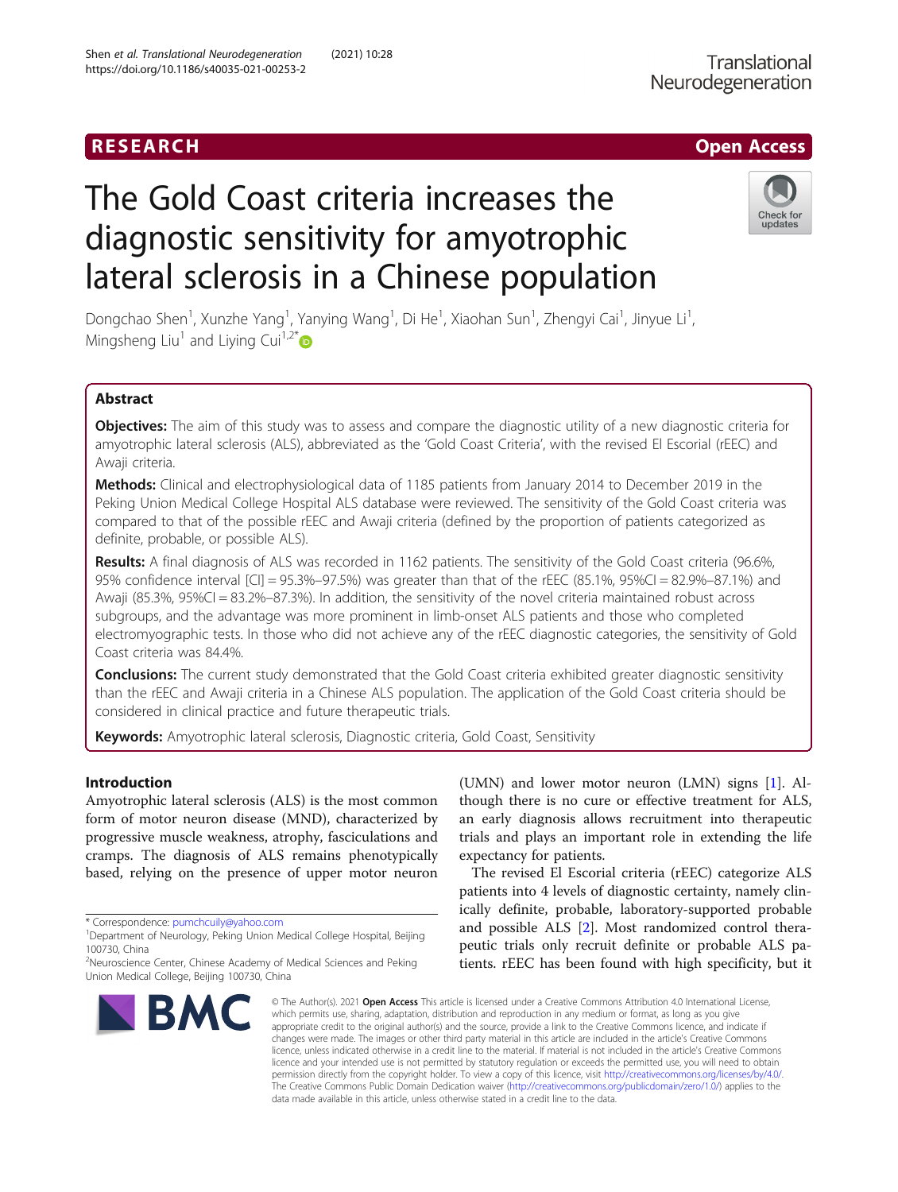RESEARCH

Open Access

# The Gold Coast criteria increases the diagnostic sensitivity for amyotrophic lateral sclerosis in a Chinese population

Dongchao Shen[1], Xunzhe Yang[1], Yanying Wang[1], Di He[1], Xiaohan Sun[1], Zhengyi Cai[1], Jinyue Li[1], Mingsheng Liu[1] and Liying Cui[1,2*]

## Abstract

**Objectives:** The aim of this study was to assess and compare the diagnostic utility of a new diagnostic criteria for amyotrophic lateral sclerosis (ALS), abbreviated as the 'Gold Coast Criteria', with the revised El Escorial (rEEC) and Awaji criteria.

**Methods:** Clinical and electrophysiological data of 1185 patients from January 2014 to December 2019 in the Peking Union Medical College Hospital ALS database were reviewed. The sensitivity of the Gold Coast criteria was compared to that of the possible rEEC and Awaji criteria (defined by the proportion of patients categorized as definite, probable, or possible ALS).

**Results:** A final diagnosis of ALS was recorded in 1162 patients. The sensitivity of the Gold Coast criteria (96.6%, 95% confidence interval [CI] = 95.3%–97.5%) was greater than that of the rEEC (85.1%, 95%CI = 82.9%–87.1%) and Awaji (85.3%, 95%CI = 83.2%–87.3%). In addition, the sensitivity of the novel criteria maintained robust across subgroups, and the advantage was more prominent in limb-onset ALS patients and those who completed electromyographic tests. In those who did not achieve any of the rEEC diagnostic categories, the sensitivity of Gold Coast criteria was 84.4%.

**Conclusions:** The current study demonstrated that the Gold Coast criteria exhibited greater diagnostic sensitivity than the rEEC and Awaji criteria in a Chinese ALS population. The application of the Gold Coast criteria should be considered in clinical practice and future therapeutic trials.

**Keywords:** Amyotrophic lateral sclerosis, Diagnostic criteria, Gold Coast, Sensitivity

## Introduction

Amyotrophic lateral sclerosis (ALS) is the most common form of motor neuron disease (MND), characterized by progressive muscle weakness, atrophy, fasciculations and cramps. The diagnosis of ALS remains phenotypically based, relying on the presence of upper motor neuron (UMN) and lower motor neuron (LMN) signs [1]. Although there is no cure or effective treatment for ALS, an early diagnosis allows recruitment into therapeutic trials and plays an important role in extending the life expectancy for patients.

The revised El Escorial criteria (rEEC) categorize ALS patients into 4 levels of diagnostic certainty, namely clinically definite, probable, laboratory-supported probable and possible ALS [2]. Most randomized control therapeutic trials only recruit definite or probable ALS patients. rEEC has been found with high specificity, but it

\* Correspondence: pumchcuily@yahoo.com

[1]Department of Neurology, Peking Union Medical College Hospital, Beijing 100730, China

[2]Neuroscience Center, Chinese Academy of Medical Sciences and Peking Union Medical College, Beijing 100730, China

© The Author(s). 2021 **Open Access** This article is licensed under a Creative Commons Attribution 4.0 International License, which permits use, sharing, adaptation, distribution and reproduction in any medium or format, as long as you give appropriate credit to the original author(s) and the source, provide a link to the Creative Commons licence, and indicate if changes were made. The images or other third party material in this article are included in the article's Creative Commons licence, unless indicated otherwise in a credit line to the material. If material is not included in the article's Creative Commons licence and your intended use is not permitted by statutory regulation or exceeds the permitted use, you will need to obtain permission directly from the copyright holder. To view a copy of this licence, visit http://creativecommons.org/licenses/by/4.0/. The Creative Commons Public Domain Dedication waiver (http://creativecommons.org/publicdomain/zero/1.0/) applies to the data made available in this article, unless otherwise stated in a credit line to the data.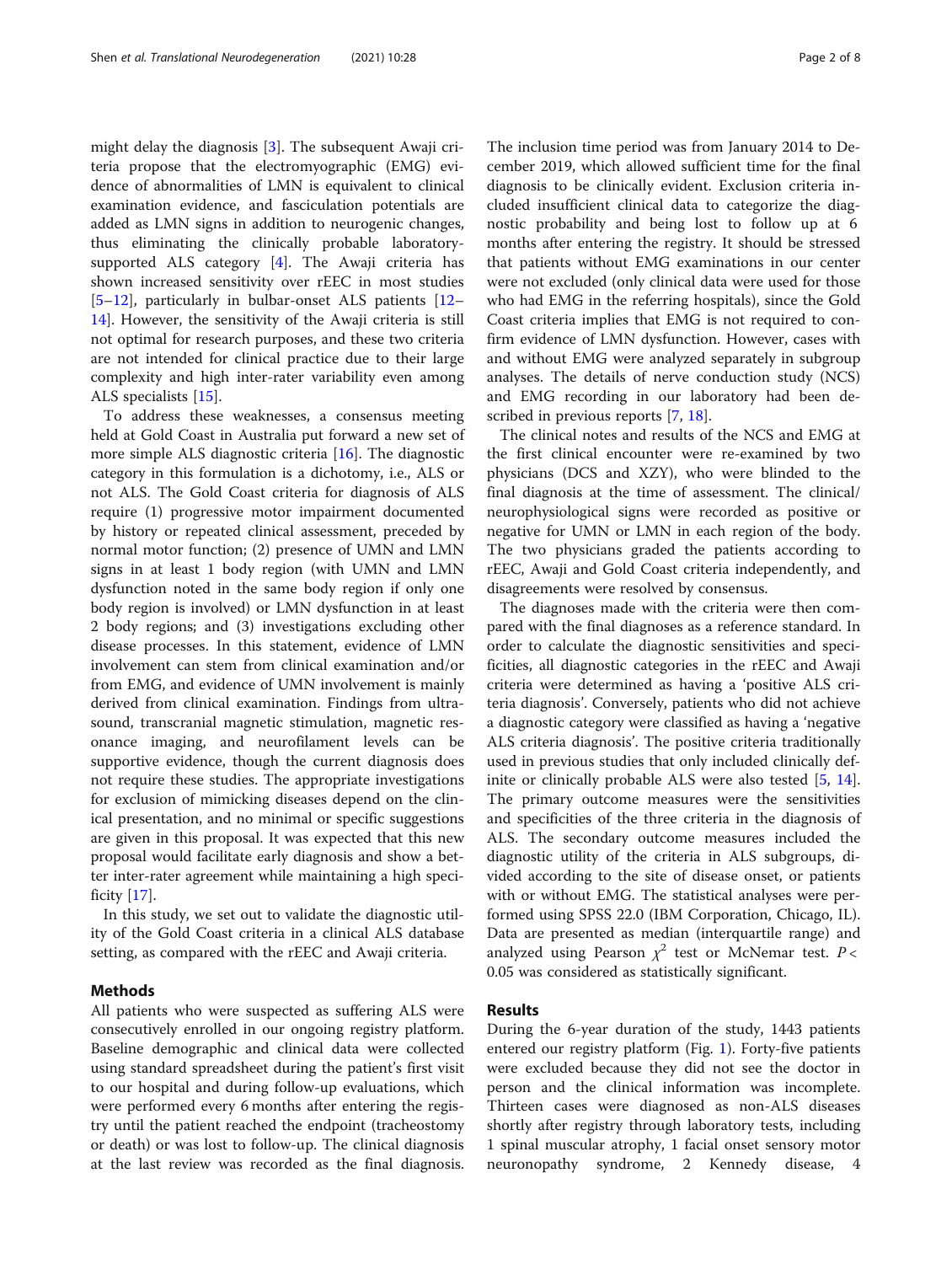might delay the diagnosis [3]. The subsequent Awaji criteria propose that the electromyographic (EMG) evidence of abnormalities of LMN is equivalent to clinical examination evidence, and fasciculation potentials are added as LMN signs in addition to neurogenic changes, thus eliminating the clinically probable laboratory-supported ALS category [4]. The Awaji criteria has shown increased sensitivity over rEEC in most studies [5–12], particularly in bulbar-onset ALS patients [12–14]. However, the sensitivity of the Awaji criteria is still not optimal for research purposes, and these two criteria are not intended for clinical practice due to their large complexity and high inter-rater variability even among ALS specialists [15].

To address these weaknesses, a consensus meeting held at Gold Coast in Australia put forward a new set of more simple ALS diagnostic criteria [16]. The diagnostic category in this formulation is a dichotomy, i.e., ALS or not ALS. The Gold Coast criteria for diagnosis of ALS require (1) progressive motor impairment documented by history or repeated clinical assessment, preceded by normal motor function; (2) presence of UMN and LMN signs in at least 1 body region (with UMN and LMN dysfunction noted in the same body region if only one body region is involved) or LMN dysfunction in at least 2 body regions; and (3) investigations excluding other disease processes. In this statement, evidence of LMN involvement can stem from clinical examination and/or from EMG, and evidence of UMN involvement is mainly derived from clinical examination. Findings from ultrasound, transcranial magnetic stimulation, magnetic resonance imaging, and neurofilament levels can be supportive evidence, though the current diagnosis does not require these studies. The appropriate investigations for exclusion of mimicking diseases depend on the clinical presentation, and no minimal or specific suggestions are given in this proposal. It was expected that this new proposal would facilitate early diagnosis and show a better inter-rater agreement while maintaining a high specificity [17].

In this study, we set out to validate the diagnostic utility of the Gold Coast criteria in a clinical ALS database setting, as compared with the rEEC and Awaji criteria.

## Methods

All patients who were suspected as suffering ALS were consecutively enrolled in our ongoing registry platform. Baseline demographic and clinical data were collected using standard spreadsheet during the patient's first visit to our hospital and during follow-up evaluations, which were performed every 6 months after entering the registry until the patient reached the endpoint (tracheostomy or death) or was lost to follow-up. The clinical diagnosis at the last review was recorded as the final diagnosis. The inclusion time period was from January 2014 to December 2019, which allowed sufficient time for the final diagnosis to be clinically evident. Exclusion criteria included insufficient clinical data to categorize the diagnostic probability and being lost to follow up at 6 months after entering the registry. It should be stressed that patients without EMG examinations in our center were not excluded (only clinical data were used for those who had EMG in the referring hospitals), since the Gold Coast criteria implies that EMG is not required to confirm evidence of LMN dysfunction. However, cases with and without EMG were analyzed separately in subgroup analyses. The details of nerve conduction study (NCS) and EMG recording in our laboratory had been described in previous reports [7, 18].

The clinical notes and results of the NCS and EMG at the first clinical encounter were re-examined by two physicians (DCS and XZY), who were blinded to the final diagnosis at the time of assessment. The clinical/neurophysiological signs were recorded as positive or negative for UMN or LMN in each region of the body. The two physicians graded the patients according to rEEC, Awaji and Gold Coast criteria independently, and disagreements were resolved by consensus.

The diagnoses made with the criteria were then compared with the final diagnoses as a reference standard. In order to calculate the diagnostic sensitivities and specificities, all diagnostic categories in the rEEC and Awaji criteria were determined as having a 'positive ALS criteria diagnosis'. Conversely, patients who did not achieve a diagnostic category were classified as having a 'negative ALS criteria diagnosis'. The positive criteria traditionally used in previous studies that only included clinically definite or clinically probable ALS were also tested [5, 14]. The primary outcome measures were the sensitivities and specificities of the three criteria in the diagnosis of ALS. The secondary outcome measures included the diagnostic utility of the criteria in ALS subgroups, divided according to the site of disease onset, or patients with or without EMG. The statistical analyses were performed using SPSS 22.0 (IBM Corporation, Chicago, IL). Data are presented as median (interquartile range) and analyzed using Pearson $\chi^2$ test or McNemar test. $P < 0.05$ was considered as statistically significant.

## Results

During the 6-year duration of the study, 1443 patients entered our registry platform (Fig. 1). Forty-five patients were excluded because they did not see the doctor in person and the clinical information was incomplete. Thirteen cases were diagnosed as non-ALS diseases shortly after registry through laboratory tests, including 1 spinal muscular atrophy, 1 facial onset sensory motor neuronopathy syndrome, 2 Kennedy disease, 4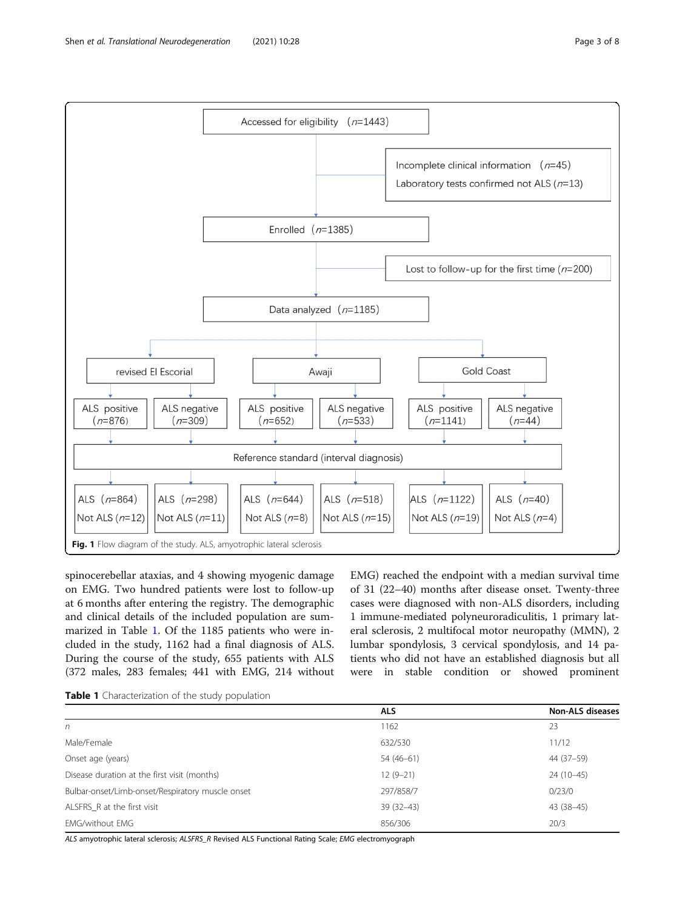**Fig. 1** Flow diagram of the study. ALS, amyotrophic lateral sclerosis

spinocerebellar ataxias, and 4 showing myogenic damage on EMG. Two hundred patients were lost to follow-up at 6 months after entering the registry. The demographic and clinical details of the included population are summarized in Table 1. Of the 1185 patients who were included in the study, 1162 had a final diagnosis of ALS. During the course of the study, 655 patients with ALS (372 males, 283 females; 441 with EMG, 214 without EMG) reached the endpoint with a median survival time of 31 (22–40) months after disease onset. Twenty-three cases were diagnosed with non-ALS disorders, including 1 immune-mediated polyneuroradiculitis, 1 primary lateral sclerosis, 2 multifocal motor neuropathy (MMN), 2 lumbar spondylosis, 3 cervical spondylosis, and 14 patients who did not have an established diagnosis but all were in stable condition or showed prominent

**Table 1** Characterization of the study population

| | ALS | Non-ALS diseases |
|---|---|---|
| *n* | 1162 | 23 |
| Male/Female | 632/530 | 11/12 |
| Onset age (years) | 54 (46–61) | 44 (37–59) |
| Disease duration at the first visit (months) | 12 (9–21) | 24 (10–45) |
| Bulbar-onset/Limb-onset/Respiratory muscle onset | 297/858/7 | 0/23/0 |
| ALSFRS_R at the first visit | 39 (32–43) | 43 (38–45) |
| EMG/without EMG | 856/306 | 20/3 |

*ALS* amyotrophic lateral sclerosis; *ALSFRS_R* Revised ALS Functional Rating Scale; *EMG* electromyograph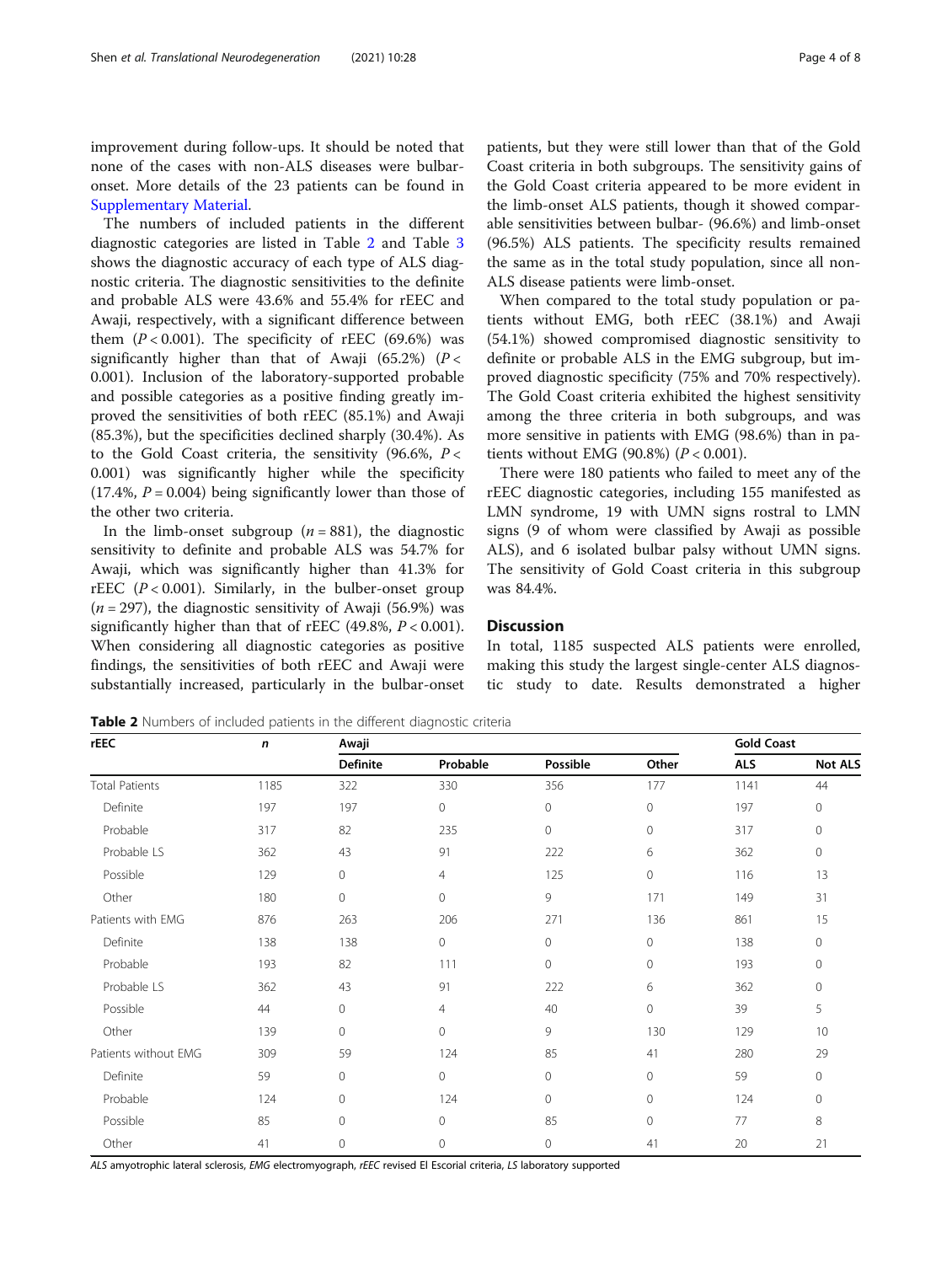improvement during follow-ups. It should be noted that none of the cases with non-ALS diseases were bulbar-onset. More details of the 23 patients can be found in Supplementary Material.

The numbers of included patients in the different diagnostic categories are listed in Table 2 and Table 3 shows the diagnostic accuracy of each type of ALS diagnostic criteria. The diagnostic sensitivities to the definite and probable ALS were 43.6% and 55.4% for rEEC and Awaji, respectively, with a significant difference between them ($P < 0.001$). The specificity of rEEC (69.6%) was significantly higher than that of Awaji (65.2%) ($P <$ 0.001). Inclusion of the laboratory-supported probable and possible categories as a positive finding greatly improved the sensitivities of both rEEC (85.1%) and Awaji (85.3%), but the specificities declined sharply (30.4%). As to the Gold Coast criteria, the sensitivity (96.6%, $P <$ 0.001) was significantly higher while the specificity (17.4%, $P = 0.004$) being significantly lower than those of the other two criteria.

In the limb-onset subgroup ($n = 881$), the diagnostic sensitivity to definite and probable ALS was 54.7% for Awaji, which was significantly higher than 41.3% for rEEC ($P < 0.001$). Similarly, in the bulber-onset group ($n = 297$), the diagnostic sensitivity of Awaji (56.9%) was significantly higher than that of rEEC (49.8%, $P < 0.001$). When considering all diagnostic categories as positive findings, the sensitivities of both rEEC and Awaji were substantially increased, particularly in the bulbar-onset patients, but they were still lower than that of the Gold Coast criteria in both subgroups. The sensitivity gains of the Gold Coast criteria appeared to be more evident in the limb-onset ALS patients, though it showed comparable sensitivities between bulbar- (96.6%) and limb-onset (96.5%) ALS patients. The specificity results remained the same as in the total study population, since all non-ALS disease patients were limb-onset.

When compared to the total study population or patients without EMG, both rEEC (38.1%) and Awaji (54.1%) showed compromised diagnostic sensitivity to definite or probable ALS in the EMG subgroup, but improved diagnostic specificity (75% and 70% respectively). The Gold Coast criteria exhibited the highest sensitivity among the three criteria in both subgroups, and was more sensitive in patients with EMG (98.6%) than in patients without EMG (90.8%) ($P < 0.001$).

There were 180 patients who failed to meet any of the rEEC diagnostic categories, including 155 manifested as LMN syndrome, 19 with UMN signs rostral to LMN signs (9 of whom were classified by Awaji as possible ALS), and 6 isolated bulbar palsy without UMN signs. The sensitivity of Gold Coast criteria in this subgroup was 84.4%.

## Discussion

In total, 1185 suspected ALS patients were enrolled, making this study the largest single-center ALS diagnostic study to date. Results demonstrated a higher

**Table 2** Numbers of included patients in the different diagnostic criteria

| rEEC | n | Awaji | | | | Gold Coast | |
|---|---|---|---|---|---|---|---|
| | | Definite | Probable | Possible | Other | ALS | Not ALS |
| Total Patients | 1185 | 322 | 330 | 356 | 177 | 1141 | 44 |
| Definite | 197 | 197 | 0 | 0 | 0 | 197 | 0 |
| Probable | 317 | 82 | 235 | 0 | 0 | 317 | 0 |
| Probable LS | 362 | 43 | 91 | 222 | 6 | 362 | 0 |
| Possible | 129 | 0 | 4 | 125 | 0 | 116 | 13 |
| Other | 180 | 0 | 0 | 9 | 171 | 149 | 31 |
| Patients with EMG | 876 | 263 | 206 | 271 | 136 | 861 | 15 |
| Definite | 138 | 138 | 0 | 0 | 0 | 138 | 0 |
| Probable | 193 | 82 | 111 | 0 | 0 | 193 | 0 |
| Probable LS | 362 | 43 | 91 | 222 | 6 | 362 | 0 |
| Possible | 44 | 0 | 4 | 40 | 0 | 39 | 5 |
| Other | 139 | 0 | 0 | 9 | 130 | 129 | 10 |
| Patients without EMG | 309 | 59 | 124 | 85 | 41 | 280 | 29 |
| Definite | 59 | 0 | 0 | 0 | 0 | 59 | 0 |
| Probable | 124 | 0 | 124 | 0 | 0 | 124 | 0 |
| Possible | 85 | 0 | 0 | 85 | 0 | 77 | 8 |
| Other | 41 | 0 | 0 | 0 | 41 | 20 | 21 |

*ALS* amyotrophic lateral sclerosis, *EMG* electromyograph, *rEEC* revised El Escorial criteria, *LS* laboratory supported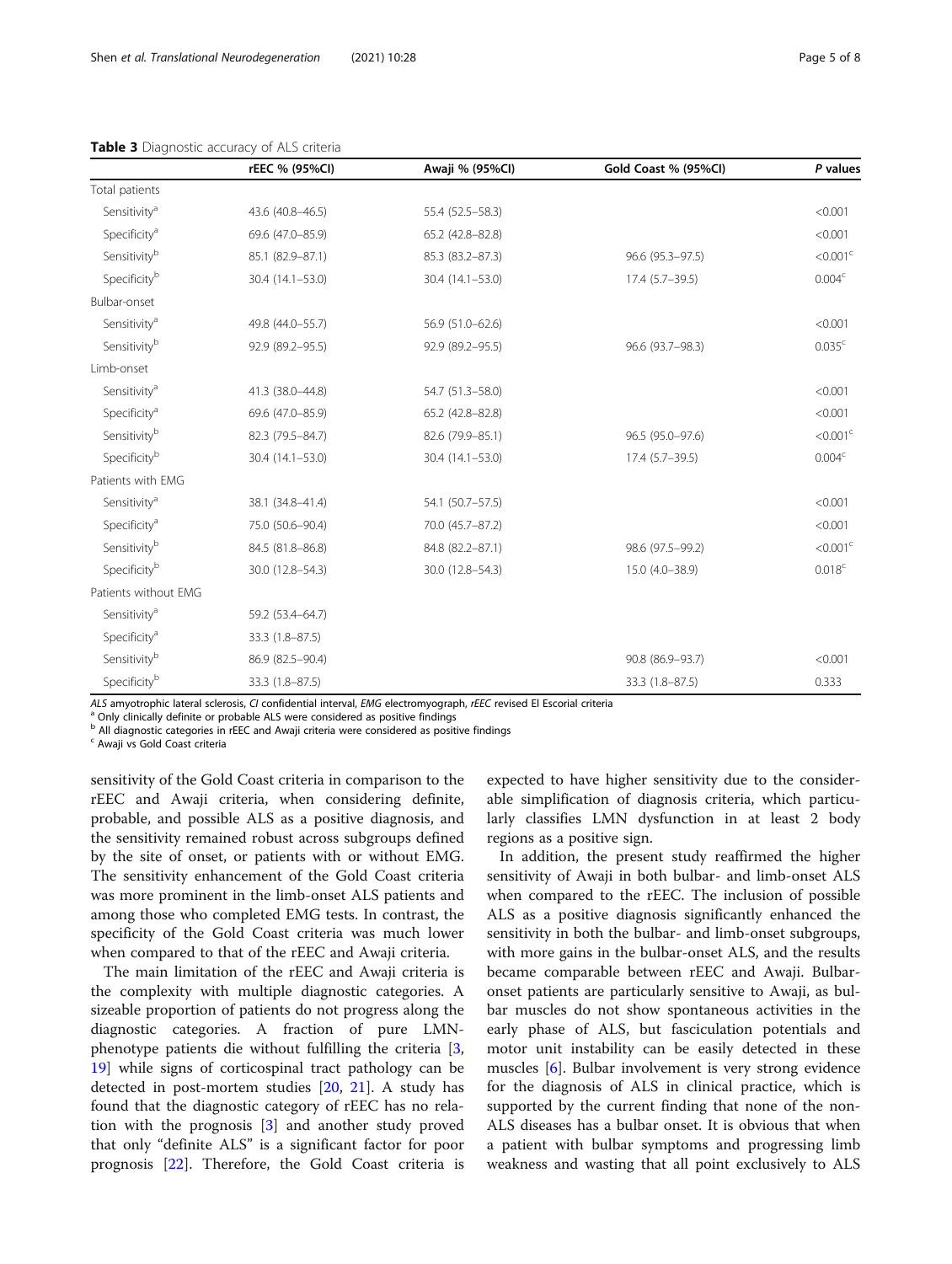**Table 3** Diagnostic accuracy of ALS criteria

| | rEEC % (95%CI) | Awaji % (95%CI) | Gold Coast % (95%CI) | *P* values |
|---|---|---|---|---|
| Total patients | | | | |
| Sensitivity[a] | 43.6 (40.8–46.5) | 55.4 (52.5–58.3) | | <0.001 |
| Specificity[a] | 69.6 (47.0–85.9) | 65.2 (42.8–82.8) | | <0.001 |
| Sensitivity[b] | 85.1 (82.9–87.1) | 85.3 (83.2–87.3) | 96.6 (95.3–97.5) | <0.001[c] |
| Specificity[b] | 30.4 (14.1–53.0) | 30.4 (14.1–53.0) | 17.4 (5.7–39.5) | 0.004[c] |
| Bulbar-onset | | | | |
| Sensitivity[a] | 49.8 (44.0–55.7) | 56.9 (51.0–62.6) | | <0.001 |
| Sensitivity[b] | 92.9 (89.2–95.5) | 92.9 (89.2–95.5) | 96.6 (93.7–98.3) | 0.035[c] |
| Limb-onset | | | | |
| Sensitivity[a] | 41.3 (38.0–44.8) | 54.7 (51.3–58.0) | | <0.001 |
| Specificity[a] | 69.6 (47.0–85.9) | 65.2 (42.8–82.8) | | <0.001 |
| Sensitivity[b] | 82.3 (79.5–84.7) | 82.6 (79.9–85.1) | 96.5 (95.0–97.6) | <0.001[c] |
| Specificity[b] | 30.4 (14.1–53.0) | 30.4 (14.1–53.0) | 17.4 (5.7–39.5) | 0.004[c] |
| Patients with EMG | | | | |
| Sensitivity[a] | 38.1 (34.8–41.4) | 54.1 (50.7–57.5) | | <0.001 |
| Specificity[a] | 75.0 (50.6–90.4) | 70.0 (45.7–87.2) | | <0.001 |
| Sensitivity[b] | 84.5 (81.8–86.8) | 84.8 (82.2–87.1) | 98.6 (97.5–99.2) | <0.001[c] |
| Specificity[b] | 30.0 (12.8–54.3) | 30.0 (12.8–54.3) | 15.0 (4.0–38.9) | 0.018[c] |
| Patients without EMG | | | | |
| Sensitivity[a] | 59.2 (53.4–64.7) | | | |
| Specificity[a] | 33.3 (1.8–87.5) | | | |
| Sensitivity[b] | 86.9 (82.5–90.4) | | 90.8 (86.9–93.7) | <0.001 |
| Specificity[b] | 33.3 (1.8–87.5) | | 33.3 (1.8–87.5) | 0.333 |

*ALS* amyotrophic lateral sclerosis, *CI* confidential interval, *EMG* electromyograph, *rEEC* revised El Escorial criteria

[a] Only clinically definite or probable ALS were considered as positive findings

[b] All diagnostic categories in rEEC and Awaji criteria were considered as positive findings

[c] Awaji vs Gold Coast criteria

sensitivity of the Gold Coast criteria in comparison to the rEEC and Awaji criteria, when considering definite, probable, and possible ALS as a positive diagnosis, and the sensitivity remained robust across subgroups defined by the site of onset, or patients with or without EMG. The sensitivity enhancement of the Gold Coast criteria was more prominent in the limb-onset ALS patients and among those who completed EMG tests. In contrast, the specificity of the Gold Coast criteria was much lower when compared to that of the rEEC and Awaji criteria.

The main limitation of the rEEC and Awaji criteria is the complexity with multiple diagnostic categories. A sizeable proportion of patients do not progress along the diagnostic categories. A fraction of pure LMN-phenotype patients die without fulfilling the criteria [3, 19] while signs of corticospinal tract pathology can be detected in post-mortem studies [20, 21]. A study has found that the diagnostic category of rEEC has no relation with the prognosis [3] and another study proved that only "definite ALS" is a significant factor for poor prognosis [22]. Therefore, the Gold Coast criteria is expected to have higher sensitivity due to the considerable simplification of diagnosis criteria, which particularly classifies LMN dysfunction in at least 2 body regions as a positive sign.

In addition, the present study reaffirmed the higher sensitivity of Awaji in both bulbar- and limb-onset ALS when compared to the rEEC. The inclusion of possible ALS as a positive diagnosis significantly enhanced the sensitivity in both the bulbar- and limb-onset subgroups, with more gains in the bulbar-onset ALS, and the results became comparable between rEEC and Awaji. Bulbar-onset patients are particularly sensitive to Awaji, as bulbar muscles do not show spontaneous activities in the early phase of ALS, but fasciculation potentials and motor unit instability can be easily detected in these muscles [6]. Bulbar involvement is very strong evidence for the diagnosis of ALS in clinical practice, which is supported by the current finding that none of the non-ALS diseases has a bulbar onset. It is obvious that when a patient with bulbar symptoms and progressing limb weakness and wasting that all point exclusively to ALS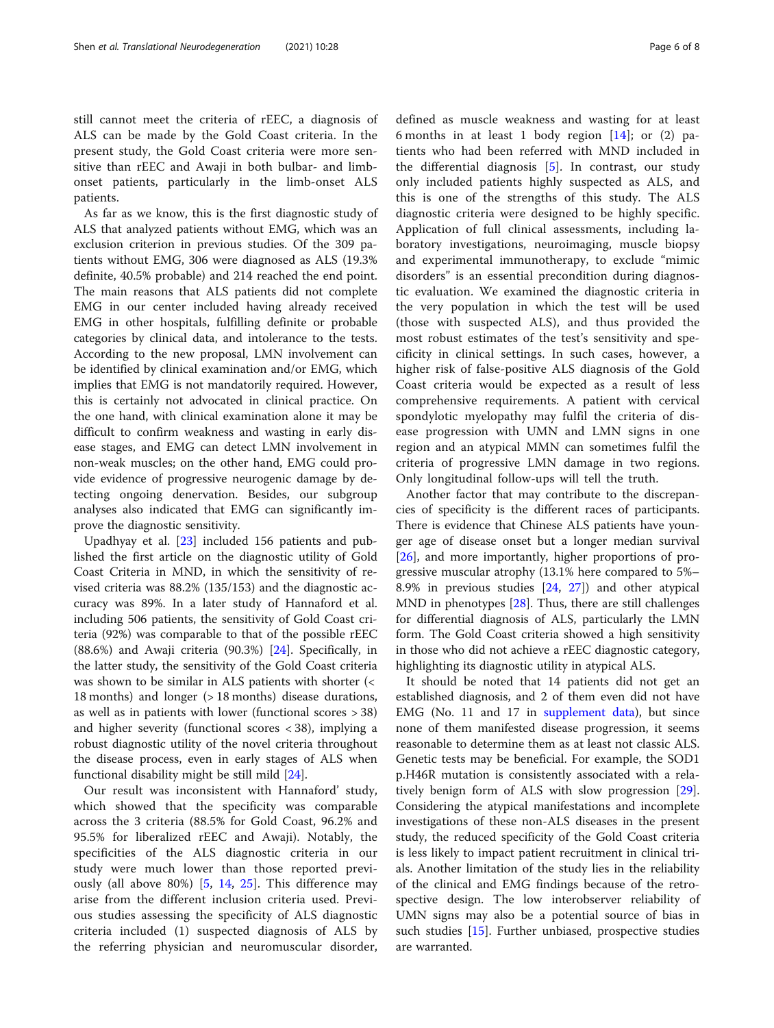still cannot meet the criteria of rEEC, a diagnosis of ALS can be made by the Gold Coast criteria. In the present study, the Gold Coast criteria were more sensitive than rEEC and Awaji in both bulbar- and limb-onset patients, particularly in the limb-onset ALS patients.

As far as we know, this is the first diagnostic study of ALS that analyzed patients without EMG, which was an exclusion criterion in previous studies. Of the 309 patients without EMG, 306 were diagnosed as ALS (19.3% definite, 40.5% probable) and 214 reached the end point. The main reasons that ALS patients did not complete EMG in our center included having already received EMG in other hospitals, fulfilling definite or probable categories by clinical data, and intolerance to the tests. According to the new proposal, LMN involvement can be identified by clinical examination and/or EMG, which implies that EMG is not mandatorily required. However, this is certainly not advocated in clinical practice. On the one hand, with clinical examination alone it may be difficult to confirm weakness and wasting in early disease stages, and EMG can detect LMN involvement in non-weak muscles; on the other hand, EMG could provide evidence of progressive neurogenic damage by detecting ongoing denervation. Besides, our subgroup analyses also indicated that EMG can significantly improve the diagnostic sensitivity.

Upadhyay et al. [23] included 156 patients and published the first article on the diagnostic utility of Gold Coast Criteria in MND, in which the sensitivity of revised criteria was 88.2% (135/153) and the diagnostic accuracy was 89%. In a later study of Hannaford et al. including 506 patients, the sensitivity of Gold Coast criteria (92%) was comparable to that of the possible rEEC (88.6%) and Awaji criteria (90.3%) [24]. Specifically, in the latter study, the sensitivity of the Gold Coast criteria was shown to be similar in ALS patients with shorter (< 18 months) and longer (> 18 months) disease durations, as well as in patients with lower (functional scores > 38) and higher severity (functional scores < 38), implying a robust diagnostic utility of the novel criteria throughout the disease process, even in early stages of ALS when functional disability might be still mild [24].

Our result was inconsistent with Hannaford' study, which showed that the specificity was comparable across the 3 criteria (88.5% for Gold Coast, 96.2% and 95.5% for liberalized rEEC and Awaji). Notably, the specificities of the ALS diagnostic criteria in our study were much lower than those reported previously (all above 80%) [5, 14, 25]. This difference may arise from the different inclusion criteria used. Previous studies assessing the specificity of ALS diagnostic criteria included (1) suspected diagnosis of ALS by the referring physician and neuromuscular disorder, defined as muscle weakness and wasting for at least 6 months in at least 1 body region [14]; or (2) patients who had been referred with MND included in the differential diagnosis [5]. In contrast, our study only included patients highly suspected as ALS, and this is one of the strengths of this study. The ALS diagnostic criteria were designed to be highly specific. Application of full clinical assessments, including laboratory investigations, neuroimaging, muscle biopsy and experimental immunotherapy, to exclude "mimic disorders" is an essential precondition during diagnostic evaluation. We examined the diagnostic criteria in the very population in which the test will be used (those with suspected ALS), and thus provided the most robust estimates of the test's sensitivity and specificity in clinical settings. In such cases, however, a higher risk of false-positive ALS diagnosis of the Gold Coast criteria would be expected as a result of less comprehensive requirements. A patient with cervical spondylotic myelopathy may fulfil the criteria of disease progression with UMN and LMN signs in one region and an atypical MMN can sometimes fulfil the criteria of progressive LMN damage in two regions. Only longitudinal follow-ups will tell the truth.

Another factor that may contribute to the discrepancies of specificity is the different races of participants. There is evidence that Chinese ALS patients have younger age of disease onset but a longer median survival [26], and more importantly, higher proportions of progressive muscular atrophy (13.1% here compared to 5%–8.9% in previous studies [24, 27]) and other atypical MND in phenotypes [28]. Thus, there are still challenges for differential diagnosis of ALS, particularly the LMN form. The Gold Coast criteria showed a high sensitivity in those who did not achieve a rEEC diagnostic category, highlighting its diagnostic utility in atypical ALS.

It should be noted that 14 patients did not get an established diagnosis, and 2 of them even did not have EMG (No. 11 and 17 in supplement data), but since none of them manifested disease progression, it seems reasonable to determine them as at least not classic ALS. Genetic tests may be beneficial. For example, the SOD1 p.H46R mutation is consistently associated with a relatively benign form of ALS with slow progression [29]. Considering the atypical manifestations and incomplete investigations of these non-ALS diseases in the present study, the reduced specificity of the Gold Coast criteria is less likely to impact patient recruitment in clinical trials. Another limitation of the study lies in the reliability of the clinical and EMG findings because of the retrospective design. The low interobserver reliability of UMN signs may also be a potential source of bias in such studies [15]. Further unbiased, prospective studies are warranted.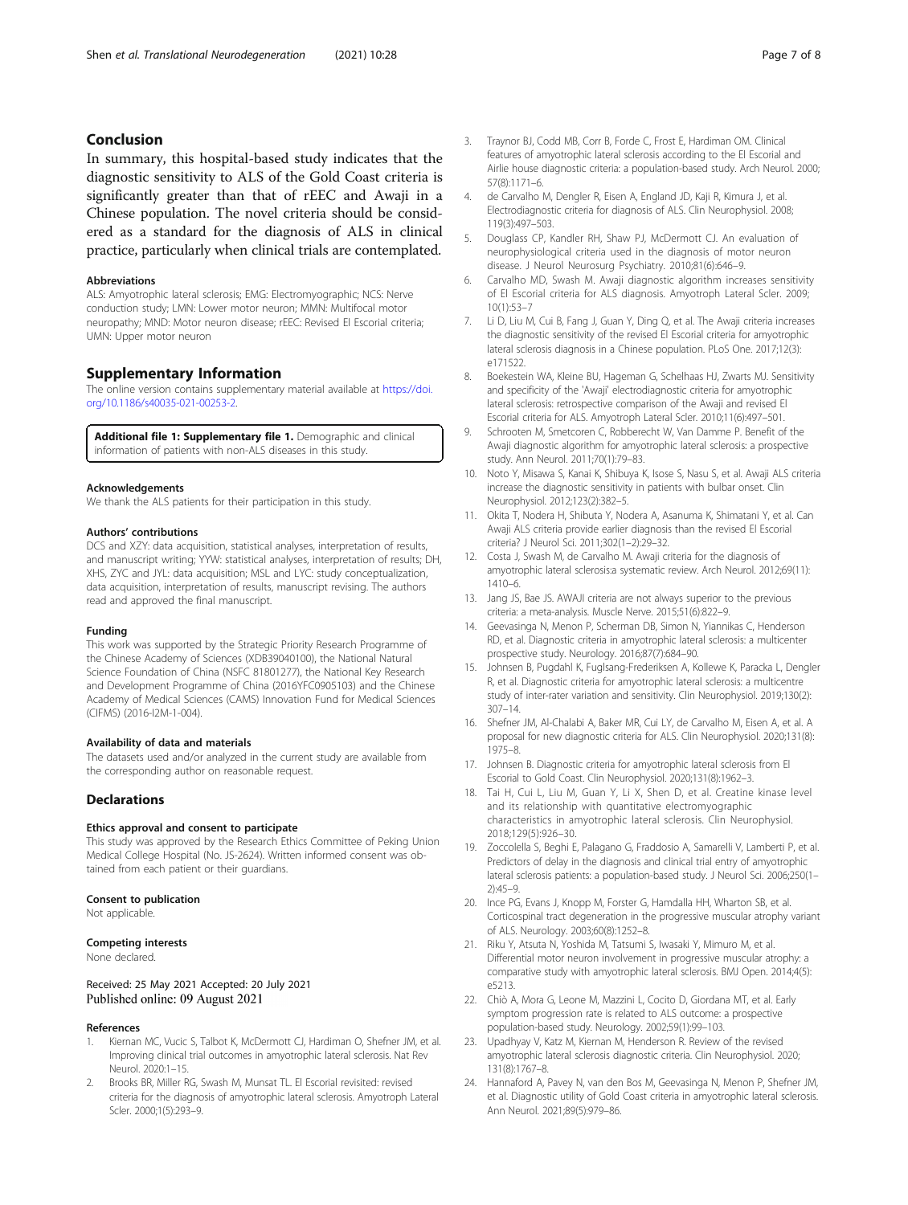## Conclusion

In summary, this hospital-based study indicates that the diagnostic sensitivity to ALS of the Gold Coast criteria is significantly greater than that of rEEC and Awaji in a Chinese population. The novel criteria should be considered as a standard for the diagnosis of ALS in clinical practice, particularly when clinical trials are contemplated.

#### Abbreviations

ALS: Amyotrophic lateral sclerosis; EMG: Electromyographic; NCS: Nerve conduction study; LMN: Lower motor neuron; MMN: Multifocal motor neuropathy; MND: Motor neuron disease; rEEC: Revised El Escorial criteria; UMN: Upper motor neuron

## Supplementary Information

The online version contains supplementary material available at https://doi.org/10.1186/s40035-021-00253-2.

**Additional file 1: Supplementary file 1.** Demographic and clinical information of patients with non-ALS diseases in this study.

#### Acknowledgements

We thank the ALS patients for their participation in this study.

#### Authors' contributions

DCS and XZY: data acquisition, statistical analyses, interpretation of results, and manuscript writing; YYW: statistical analyses, interpretation of results; DH, XHS, ZYC and JYL: data acquisition; MSL and LYC: study conceptualization, data acquisition, interpretation of results, manuscript revising. The authors read and approved the final manuscript.

#### Funding

This work was supported by the Strategic Priority Research Programme of the Chinese Academy of Sciences (XDB39040100), the National Natural Science Foundation of China (NSFC 81801277), the National Key Research and Development Programme of China (2016YFC0905103) and the Chinese Academy of Medical Sciences (CAMS) Innovation Fund for Medical Sciences (CIFMS) (2016-I2M-1-004).

#### Availability of data and materials

The datasets used and/or analyzed in the current study are available from the corresponding author on reasonable request.

## Declarations

#### Ethics approval and consent to participate

This study was approved by the Research Ethics Committee of Peking Union Medical College Hospital (No. JS-2624). Written informed consent was obtained from each patient or their guardians.

#### Consent to publication

Not applicable.

#### Competing interests

None declared.

Received: 25 May 2021 Accepted: 20 July 2021
Published online: 09 August 2021

#### References

1. Kiernan MC, Vucic S, Talbot K, McDermott CJ, Hardiman O, Shefner JM, et al. Improving clinical trial outcomes in amyotrophic lateral sclerosis. Nat Rev Neurol. 2020:1–15.
2. Brooks BR, Miller RG, Swash M, Munsat TL. El Escorial revisited: revised criteria for the diagnosis of amyotrophic lateral sclerosis. Amyotroph Lateral Scler. 2000;1(5):293–9.
3. Traynor BJ, Codd MB, Corr B, Forde C, Frost E, Hardiman OM. Clinical features of amyotrophic lateral sclerosis according to the El Escorial and Airlie house diagnostic criteria: a population-based study. Arch Neurol. 2000;57(8):1171–6.
4. de Carvalho M, Dengler R, Eisen A, England JD, Kaji R, Kimura J, et al. Electrodiagnostic criteria for diagnosis of ALS. Clin Neurophysiol. 2008;119(3):497–503.
5. Douglass CP, Kandler RH, Shaw PJ, McDermott CJ. An evaluation of neurophysiological criteria used in the diagnosis of motor neuron disease. J Neurol Neurosurg Psychiatry. 2010;81(6):646–9.
6. Carvalho MD, Swash M. Awaji diagnostic algorithm increases sensitivity of El Escorial criteria for ALS diagnosis. Amyotroph Lateral Scler. 2009;10(1):53–7
7. Li D, Liu M, Cui B, Fang J, Guan Y, Ding Q, et al. The Awaji criteria increases the diagnostic sensitivity of the revised El Escorial criteria for amyotrophic lateral sclerosis diagnosis in a Chinese population. PLoS One. 2017;12(3):e171522.
8. Boekestein WA, Kleine BU, Hageman G, Schelhaas HJ, Zwarts MJ. Sensitivity and specificity of the 'Awaji' electrodiagnostic criteria for amyotrophic lateral sclerosis: retrospective comparison of the Awaji and revised El Escorial criteria for ALS. Amyotroph Lateral Scler. 2010;11(6):497–501.
9. Schrooten M, Smetcoren C, Robberecht W, Van Damme P. Benefit of the Awaji diagnostic algorithm for amyotrophic lateral sclerosis: a prospective study. Ann Neurol. 2011;70(1):79–83.
10. Noto Y, Misawa S, Kanai K, Shibuya K, Isose S, Nasu S, et al. Awaji ALS criteria increase the diagnostic sensitivity in patients with bulbar onset. Clin Neurophysiol. 2012;123(2):382–5.
11. Okita T, Nodera H, Shibuta Y, Nodera A, Asanuma K, Shimatani Y, et al. Can Awaji ALS criteria provide earlier diagnosis than the revised El Escorial criteria? J Neurol Sci. 2011;302(1–2):29–32.
12. Costa J, Swash M, de Carvalho M. Awaji criteria for the diagnosis of amyotrophic lateral sclerosis:a systematic review. Arch Neurol. 2012;69(11):1410–6.
13. Jang JS, Bae JS. AWAJI criteria are not always superior to the previous criteria: a meta-analysis. Muscle Nerve. 2015;51(6):822–9.
14. Geevasinga N, Menon P, Scherman DB, Simon N, Yiannikas C, Henderson RD, et al. Diagnostic criteria in amyotrophic lateral sclerosis: a multicenter prospective study. Neurology. 2016;87(7):684–90.
15. Johnsen B, Pugdahl K, Fuglsang-Frederiksen A, Kollewe K, Paracka L, Dengler R, et al. Diagnostic criteria for amyotrophic lateral sclerosis: a multicentre study of inter-rater variation and sensitivity. Clin Neurophysiol. 2019;130(2):307–14.
16. Shefner JM, Al-Chalabi A, Baker MR, Cui LY, de Carvalho M, Eisen A, et al. A proposal for new diagnostic criteria for ALS. Clin Neurophysiol. 2020;131(8):1975–8.
17. Johnsen B. Diagnostic criteria for amyotrophic lateral sclerosis from El Escorial to Gold Coast. Clin Neurophysiol. 2020;131(8):1962–3.
18. Tai H, Cui L, Liu M, Guan Y, Li X, Shen D, et al. Creatine kinase level and its relationship with quantitative electromyographic characteristics in amyotrophic lateral sclerosis. Clin Neurophysiol. 2018;129(5):926–30.
19. Zoccolella S, Beghi E, Palagano G, Fraddosio A, Samarelli V, Lamberti P, et al. Predictors of delay in the diagnosis and clinical trial entry of amyotrophic lateral sclerosis patients: a population-based study. J Neurol Sci. 2006;250(1–2):45–9.
20. Ince PG, Evans J, Knopp M, Forster G, Hamdalla HH, Wharton SB, et al. Corticospinal tract degeneration in the progressive muscular atrophy variant of ALS. Neurology. 2003;60(8):1252–8.
21. Riku Y, Atsuta N, Yoshida M, Tatsumi S, Iwasaki Y, Mimuro M, et al. Differential motor neuron involvement in progressive muscular atrophy: a comparative study with amyotrophic lateral sclerosis. BMJ Open. 2014;4(5):e5213.
22. Chiò A, Mora G, Leone M, Mazzini L, Cocito D, Giordana MT, et al. Early symptom progression rate is related to ALS outcome: a prospective population-based study. Neurology. 2002;59(1):99–103.
23. Upadhyay V, Katz M, Kiernan M, Henderson R. Review of the revised amyotrophic lateral sclerosis diagnostic criteria. Clin Neurophysiol. 2020;131(8):1767–8.
24. Hannaford A, Pavey N, van den Bos M, Geevasinga N, Menon P, Shefner JM, et al. Diagnostic utility of Gold Coast criteria in amyotrophic lateral sclerosis. Ann Neurol. 2021;89(5):979–86.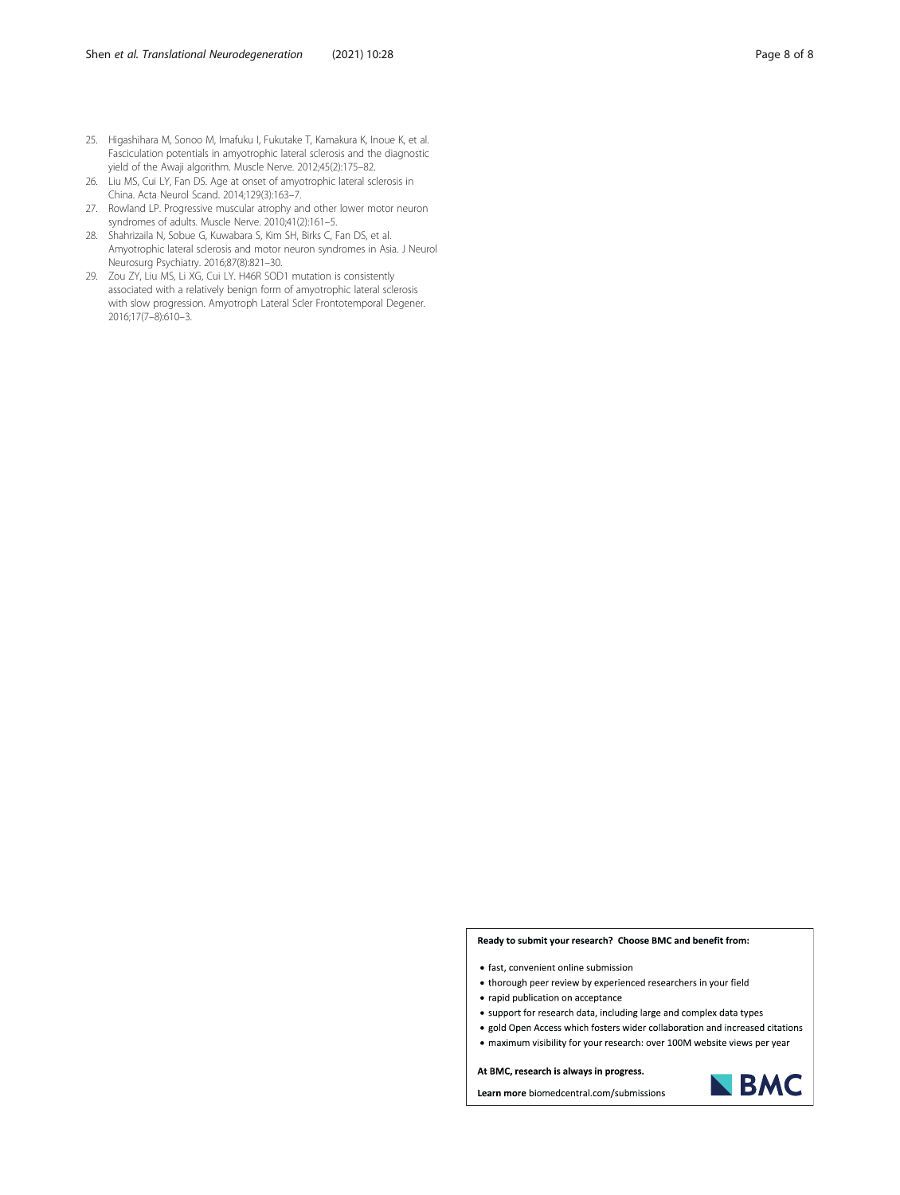25. Higashihara M, Sonoo M, Imafuku I, Fukutake T, Kamakura K, Inoue K, et al. Fasciculation potentials in amyotrophic lateral sclerosis and the diagnostic yield of the Awaji algorithm. Muscle Nerve. 2012;45(2):175–82.
26. Liu MS, Cui LY, Fan DS. Age at onset of amyotrophic lateral sclerosis in China. Acta Neurol Scand. 2014;129(3):163–7.
27. Rowland LP. Progressive muscular atrophy and other lower motor neuron syndromes of adults. Muscle Nerve. 2010;41(2):161–5.
28. Shahrizaila N, Sobue G, Kuwabara S, Kim SH, Birks C, Fan DS, et al. Amyotrophic lateral sclerosis and motor neuron syndromes in Asia. J Neurol Neurosurg Psychiatry. 2016;87(8):821–30.
29. Zou ZY, Liu MS, Li XG, Cui LY. H46R SOD1 mutation is consistently associated with a relatively benign form of amyotrophic lateral sclerosis with slow progression. Amyotroph Lateral Scler Frontotemporal Degener. 2016;17(7–8):610–3.

**Ready to submit your research? Choose BMC and benefit from:**

- fast, convenient online submission
- thorough peer review by experienced researchers in your field
- rapid publication on acceptance
- support for research data, including large and complex data types
- gold Open Access which fosters wider collaboration and increased citations
- maximum visibility for your research: over 100M website views per year

**At BMC, research is always in progress.**

**Learn more** biomedcentral.com/submissions

BMC